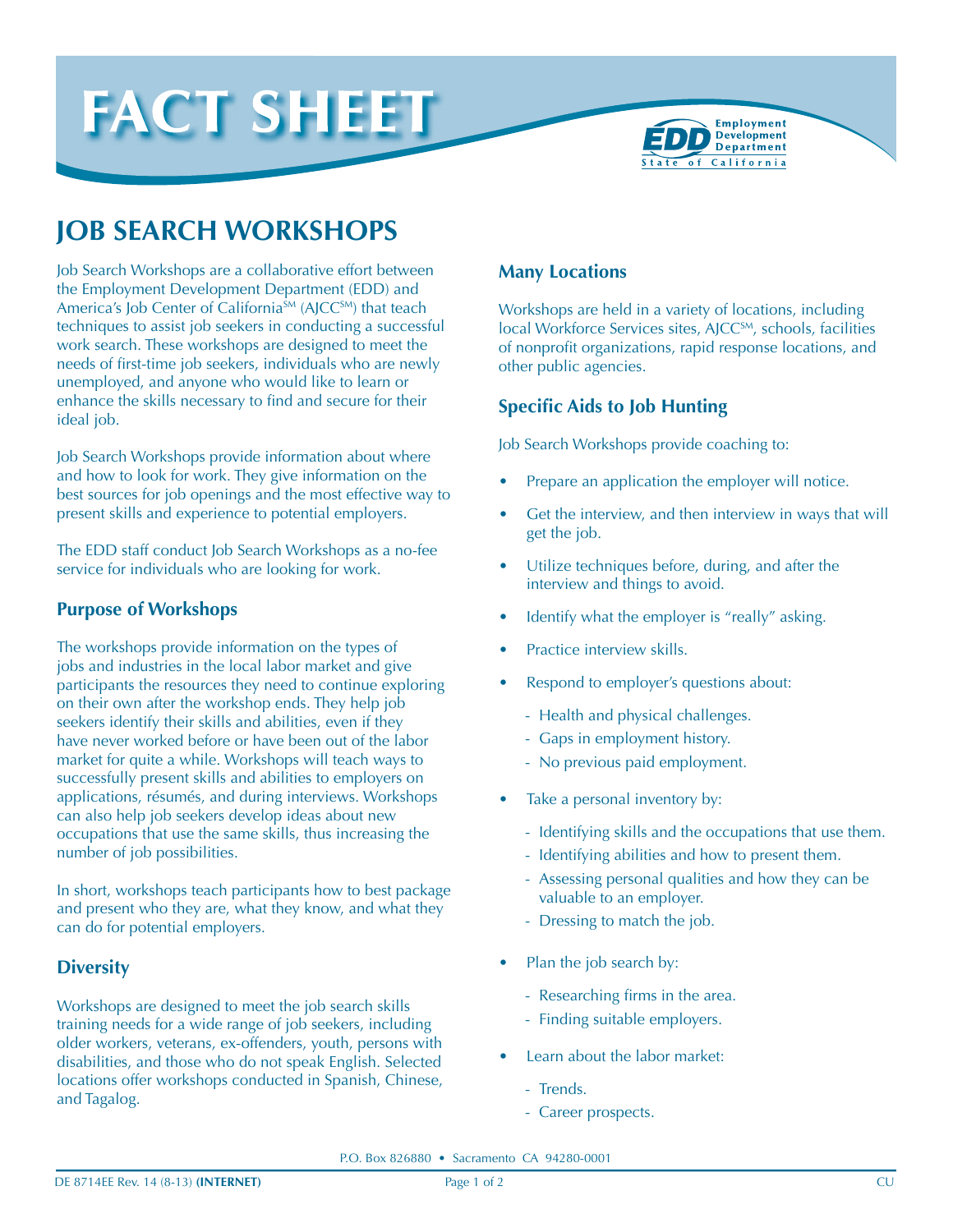# FACT SHEET

Employment Development Department
State of California

## JOB SEARCH WORKSHOPS

Job Search Workshops are a collaborative effort between the Employment Development Department (EDD) and America's Job Center of California[SM] (AJCC[SM]) that teach techniques to assist job seekers in conducting a successful work search. These workshops are designed to meet the needs of first-time job seekers, individuals who are newly unemployed, and anyone who would like to learn or enhance the skills necessary to find and secure for their ideal job.

Job Search Workshops provide information about where and how to look for work. They give information on the best sources for job openings and the most effective way to present skills and experience to potential employers.

The EDD staff conduct Job Search Workshops as a no-fee service for individuals who are looking for work.

### Purpose of Workshops

The workshops provide information on the types of jobs and industries in the local labor market and give participants the resources they need to continue exploring on their own after the workshop ends. They help job seekers identify their skills and abilities, even if they have never worked before or have been out of the labor market for quite a while. Workshops will teach ways to successfully present skills and abilities to employers on applications, résumés, and during interviews. Workshops can also help job seekers develop ideas about new occupations that use the same skills, thus increasing the number of job possibilities.

In short, workshops teach participants how to best package and present who they are, what they know, and what they can do for potential employers.

### Diversity

Workshops are designed to meet the job search skills training needs for a wide range of job seekers, including older workers, veterans, ex-offenders, youth, persons with disabilities, and those who do not speak English. Selected locations offer workshops conducted in Spanish, Chinese, and Tagalog.

### Many Locations

Workshops are held in a variety of locations, including local Workforce Services sites, AJCC[SM], schools, facilities of nonprofit organizations, rapid response locations, and other public agencies.

### Specific Aids to Job Hunting

Job Search Workshops provide coaching to:

- Prepare an application the employer will notice.
- Get the interview, and then interview in ways that will get the job.
- Utilize techniques before, during, and after the interview and things to avoid.
- Identify what the employer is "really" asking.
- Practice interview skills.
- Respond to employer's questions about:
  - Health and physical challenges.
  - Gaps in employment history.
  - No previous paid employment.
- Take a personal inventory by:
  - Identifying skills and the occupations that use them.
  - Identifying abilities and how to present them.
  - Assessing personal qualities and how they can be valuable to an employer.
  - Dressing to match the job.
- Plan the job search by:
  - Researching firms in the area.
  - Finding suitable employers.
- Learn about the labor market:
  - Trends.
  - Career prospects.

P.O. Box 826880 • Sacramento CA 94280-0001

DE 8714EE Rev. 14 (8-13) **(INTERNET)** CU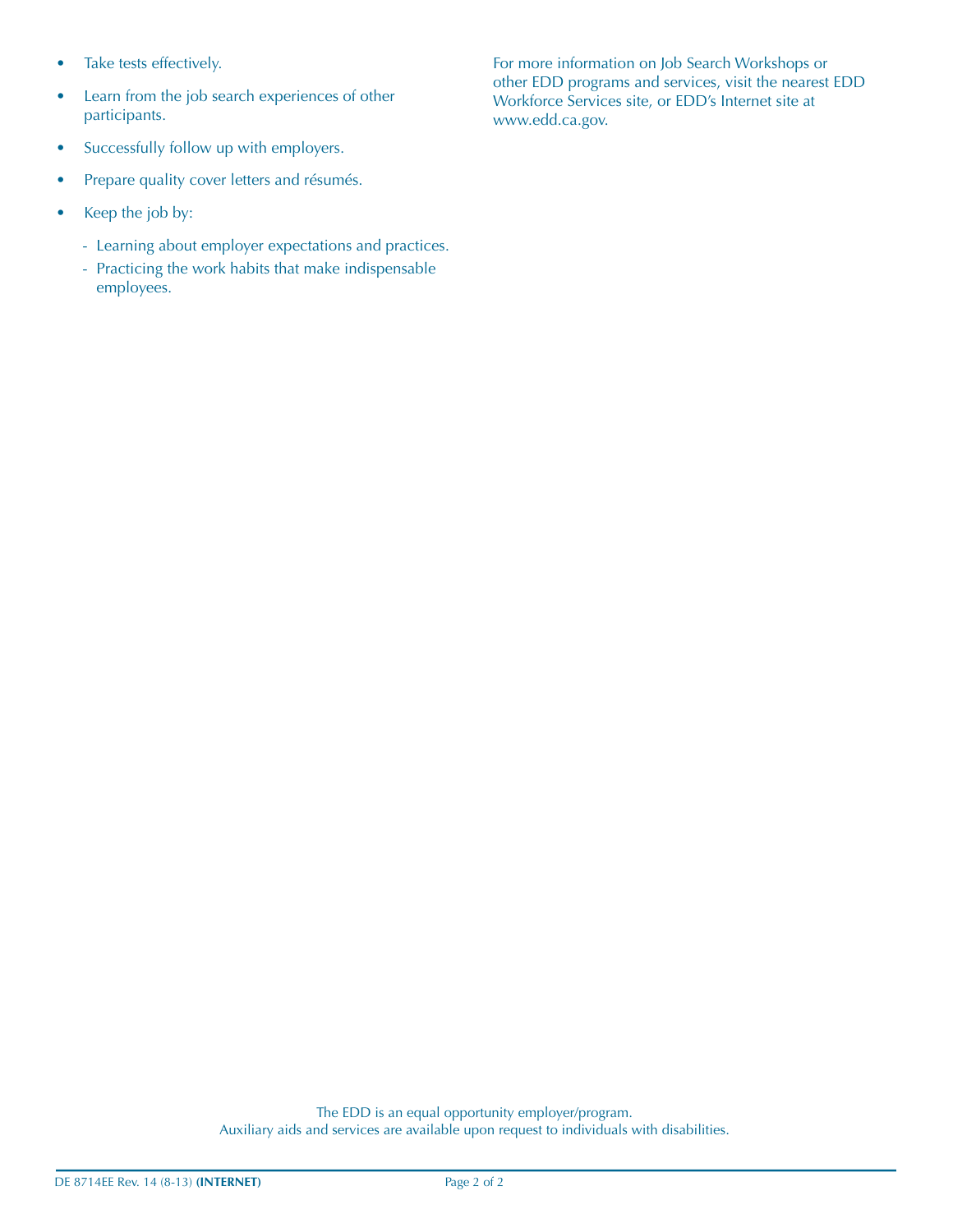- Take tests effectively.
- Learn from the job search experiences of other participants.
- Successfully follow up with employers.
- Prepare quality cover letters and résumés.
- Keep the job by:
  - Learning about employer expectations and practices.
  - Practicing the work habits that make indispensable employees.

For more information on Job Search Workshops or other EDD programs and services, visit the nearest EDD Workforce Services site, or EDD's Internet site at www.edd.ca.gov.

The EDD is an equal opportunity employer/program.
Auxiliary aids and services are available upon request to individuals with disabilities.

DE 8714EE Rev. 14 (8-13) **(INTERNET)**